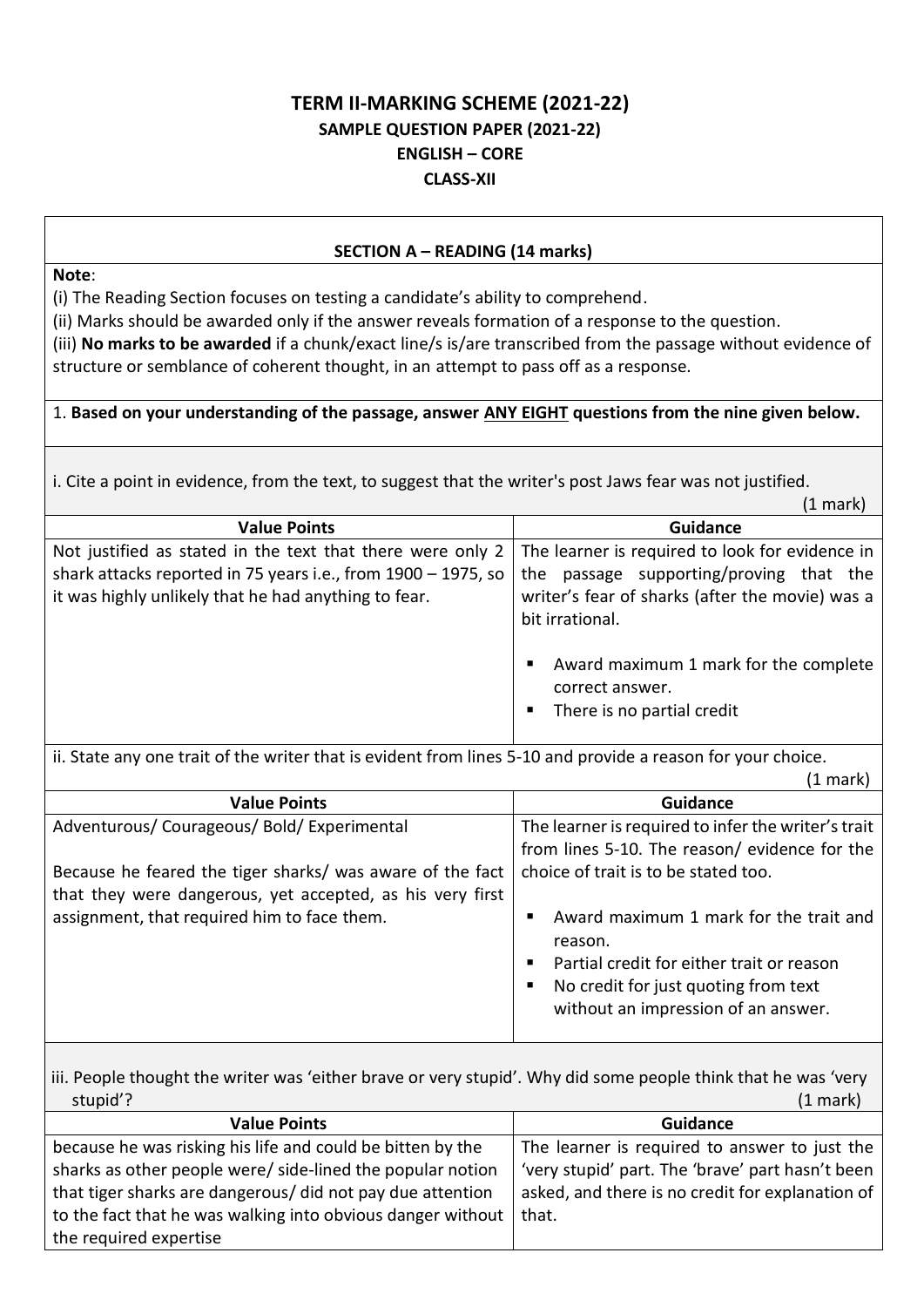# TERM II-MARKING SCHEME (2021-22)
## SAMPLE QUESTION PAPER (2021-22)
## ENGLISH – CORE
## CLASS-XII

### SECTION A – READING (14 marks)

**Note**:

(i) The Reading Section focuses on testing a candidate's ability to comprehend.

(ii) Marks should be awarded only if the answer reveals formation of a response to the question.

(iii) **No marks to be awarded** if a chunk/exact line/s is/are transcribed from the passage without evidence of structure or semblance of coherent thought, in an attempt to pass off as a response.

1. **Based on your understanding of the passage, answer ANY EIGHT questions from the nine given below.**

i. Cite a point in evidence, from the text, to suggest that the writer's post Jaws fear was not justified. (1 mark)

| Value Points | Guidance |
|---|---|
| Not justified as stated in the text that there were only 2 shark attacks reported in 75 years i.e., from 1900 – 1975, so it was highly unlikely that he had anything to fear. | The learner is required to look for evidence in the passage supporting/proving that the writer's fear of sharks (after the movie) was a bit irrational. <br>▪ Award maximum 1 mark for the complete correct answer. <br>▪ There is no partial credit |

ii. State any one trait of the writer that is evident from lines 5-10 and provide a reason for your choice. (1 mark)

| Value Points | Guidance |
|---|---|
| Adventurous/ Courageous/ Bold/ Experimental <br><br>Because he feared the tiger sharks/ was aware of the fact that they were dangerous, yet accepted, as his very first assignment, that required him to face them. | The learner is required to infer the writer's trait from lines 5-10. The reason/ evidence for the choice of trait is to be stated too. <br>▪ Award maximum 1 mark for the trait and reason. <br>▪ Partial credit for either trait or reason <br>▪ No credit for just quoting from text without an impression of an answer. |

iii. People thought the writer was 'either brave or very stupid'. Why did some people think that he was 'very stupid'? (1 mark)

| Value Points | Guidance |
|---|---|
| because he was risking his life and could be bitten by the sharks as other people were/ side-lined the popular notion that tiger sharks are dangerous/ did not pay due attention to the fact that he was walking into obvious danger without the required expertise | The learner is required to answer to just the 'very stupid' part. The 'brave' part hasn't been asked, and there is no credit for explanation of that. |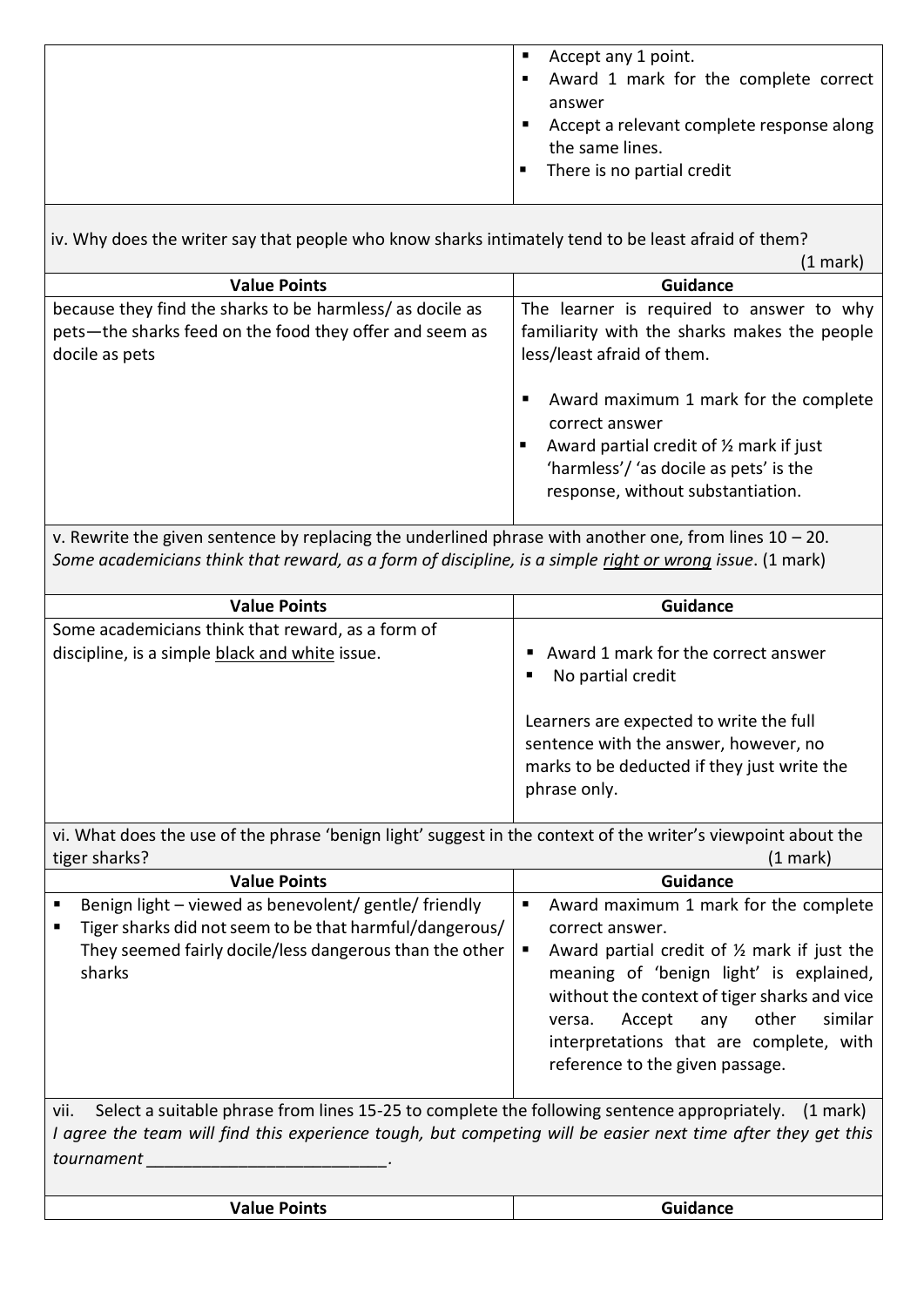| | |
|---|---|
| | ▪ Accept any 1 point.<br>▪ Award 1 mark for the complete correct answer<br>▪ Accept a relevant complete response along the same lines.<br>▪ There is no partial credit |

iv. Why does the writer say that people who know sharks intimately tend to be least afraid of them? (1 mark)

| Value Points | Guidance |
|---|---|
| because they find the sharks to be harmless/ as docile as pets—the sharks feed on the food they offer and seem as docile as pets | The learner is required to answer to why familiarity with the sharks makes the people less/least afraid of them.<br><br>▪ Award maximum 1 mark for the complete correct answer<br>▪ Award partial credit of ½ mark if just 'harmless'/ 'as docile as pets' is the response, without substantiation. |

v. Rewrite the given sentence by replacing the underlined phrase with another one, from lines 10 – 20.
*Some academicians think that reward, as a form of discipline, is a simple <u>right or wrong</u> issue*. (1 mark)

| Value Points | Guidance |
|---|---|
| Some academicians think that reward, as a form of discipline, is a simple <u>black and white</u> issue. | ▪ Award 1 mark for the correct answer<br>▪ No partial credit<br><br>Learners are expected to write the full sentence with the answer, however, no marks to be deducted if they just write the phrase only. |

vi. What does the use of the phrase 'benign light' suggest in the context of the writer's viewpoint about the tiger sharks? (1 mark)

| Value Points | Guidance |
|---|---|
| ▪ Benign light – viewed as benevolent/ gentle/ friendly<br>▪ Tiger sharks did not seem to be that harmful/dangerous/ They seemed fairly docile/less dangerous than the other sharks | ▪ Award maximum 1 mark for the complete correct answer.<br>▪ Award partial credit of ½ mark if just the meaning of 'benign light' is explained, without the context of tiger sharks and vice versa. Accept any other similar interpretations that are complete, with reference to the given passage. |

vii. Select a suitable phrase from lines 15-25 to complete the following sentence appropriately. (1 mark)
*I agree the team will find this experience tough, but competing will be easier next time after they get this tournament* \_\_\_\_\_\_\_\_\_\_\_\_\_\_\_\_\_\_\_\_\_\_\_\_\_.

| Value Points | Guidance |
|---|---|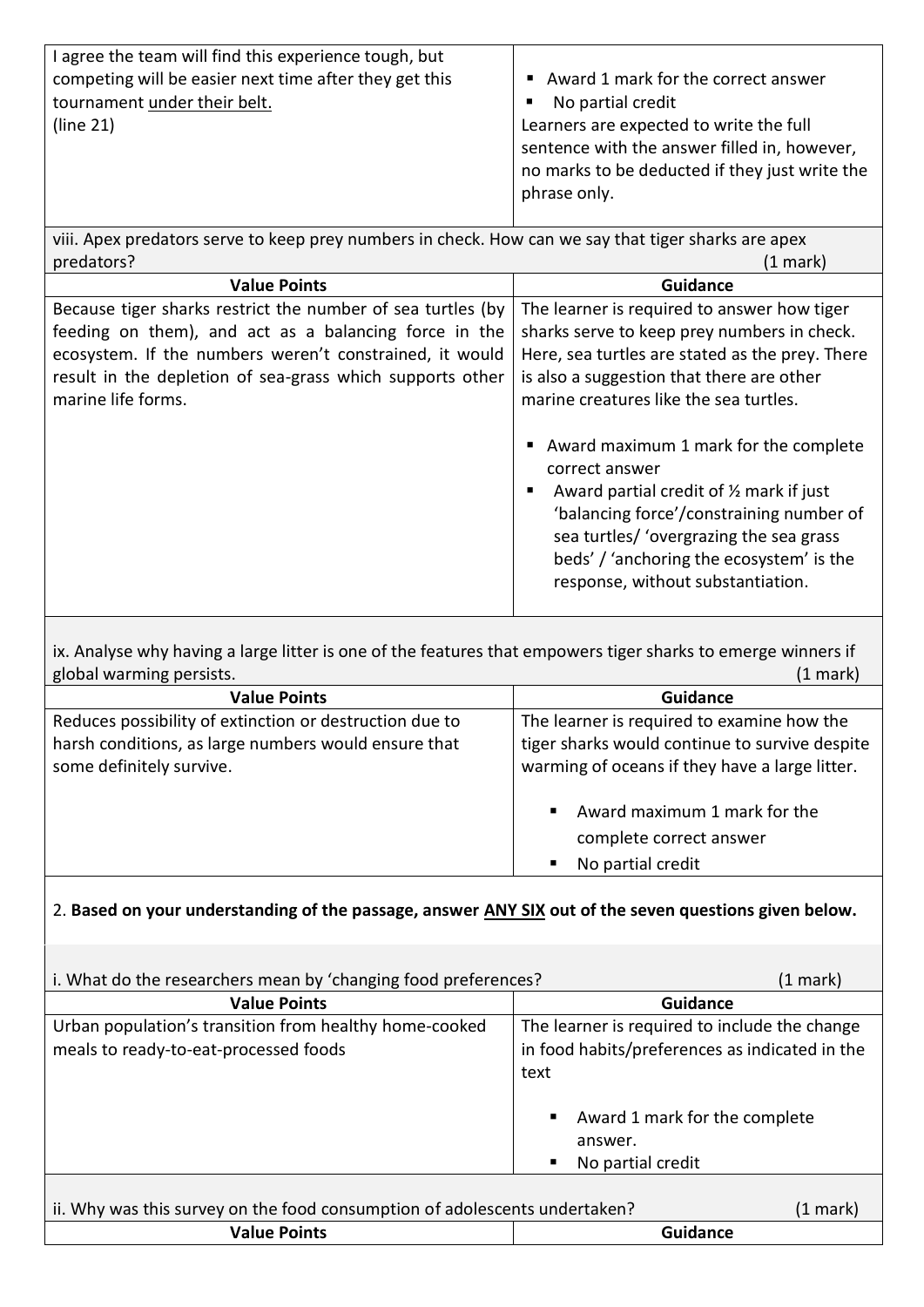| I agree the team will find this experience tough, but competing will be easier next time after they get this tournament under their belt. (line 21) | ▪ Award 1 mark for the correct answer<br>▪ No partial credit<br>Learners are expected to write the full sentence with the answer filled in, however, no marks to be deducted if they just write the phrase only. |
|---|---|

viii. Apex predators serve to keep prey numbers in check. How can we say that tiger sharks are apex predators? (1 mark)

| Value Points | Guidance |
|---|---|
| Because tiger sharks restrict the number of sea turtles (by feeding on them), and act as a balancing force in the ecosystem. If the numbers weren't constrained, it would result in the depletion of sea-grass which supports other marine life forms. | The learner is required to answer how tiger sharks serve to keep prey numbers in check. Here, sea turtles are stated as the prey. There is also a suggestion that there are other marine creatures like the sea turtles.<br><br>▪ Award maximum 1 mark for the complete correct answer<br>▪ Award partial credit of ½ mark if just 'balancing force'/constraining number of sea turtles/ 'overgrazing the sea grass beds' / 'anchoring the ecosystem' is the response, without substantiation. |

ix. Analyse why having a large litter is one of the features that empowers tiger sharks to emerge winners if global warming persists. (1 mark)

| Value Points | Guidance |
|---|---|
| Reduces possibility of extinction or destruction due to harsh conditions, as large numbers would ensure that some definitely survive. | The learner is required to examine how the tiger sharks would continue to survive despite warming of oceans if they have a large litter.<br><br>▪ Award maximum 1 mark for the complete correct answer<br>▪ No partial credit |

2. **Based on your understanding of the passage, answer <u>ANY SIX</u> out of the seven questions given below.**

i. What do the researchers mean by 'changing food preferences? (1 mark)

| Value Points | Guidance |
|---|---|
| Urban population's transition from healthy home-cooked meals to ready-to-eat-processed foods | The learner is required to include the change in food habits/preferences as indicated in the text<br><br>▪ Award 1 mark for the complete answer.<br>▪ No partial credit |

ii. Why was this survey on the food consumption of adolescents undertaken? (1 mark)

| Value Points | Guidance |
|---|---|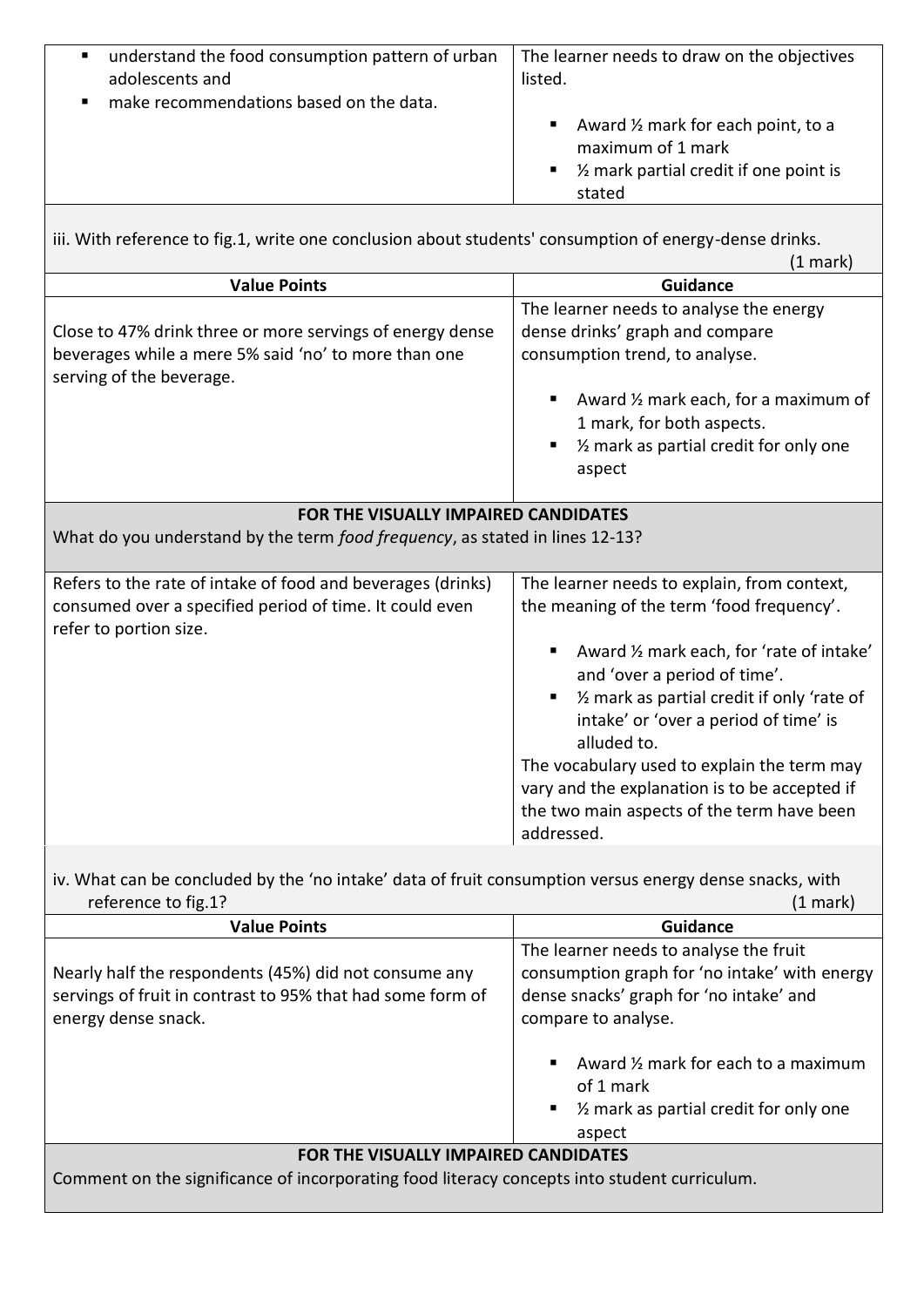| | |
|---|---|
| <ul><li>understand the food consumption pattern of urban adolescents and</li><li>make recommendations based on the data.</li></ul> | The learner needs to draw on the objectives listed.<br><ul><li>Award ½ mark for each point, to a maximum of 1 mark</li><li>½ mark partial credit if one point is stated</li></ul> |

iii. With reference to fig.1, write one conclusion about students' consumption of energy-dense drinks. (1 mark)

| Value Points | Guidance |
|---|---|
| Close to 47% drink three or more servings of energy dense beverages while a mere 5% said 'no' to more than one serving of the beverage. | The learner needs to analyse the energy dense drinks' graph and compare consumption trend, to analyse.<br><ul><li>Award ½ mark each, for a maximum of 1 mark, for both aspects.</li><li>½ mark as partial credit for only one aspect</li></ul> |

**FOR THE VISUALLY IMPAIRED CANDIDATES**

What do you understand by the term *food frequency*, as stated in lines 12-13?

| | |
|---|---|
| Refers to the rate of intake of food and beverages (drinks) consumed over a specified period of time. It could even refer to portion size. | The learner needs to explain, from context, the meaning of the term 'food frequency'.<br><ul><li>Award ½ mark each, for 'rate of intake' and 'over a period of time'.</li><li>½ mark as partial credit if only 'rate of intake' or 'over a period of time' is alluded to.</li></ul>The vocabulary used to explain the term may vary and the explanation is to be accepted if the two main aspects of the term have been addressed. |

iv. What can be concluded by the 'no intake' data of fruit consumption versus energy dense snacks, with reference to fig.1? (1 mark)

| Value Points | Guidance |
|---|---|
| Nearly half the respondents (45%) did not consume any servings of fruit in contrast to 95% that had some form of energy dense snack. | The learner needs to analyse the fruit consumption graph for 'no intake' with energy dense snacks' graph for 'no intake' and compare to analyse.<br><ul><li>Award ½ mark for each to a maximum of 1 mark</li><li>½ mark as partial credit for only one aspect</li></ul> |

**FOR THE VISUALLY IMPAIRED CANDIDATES**

Comment on the significance of incorporating food literacy concepts into student curriculum.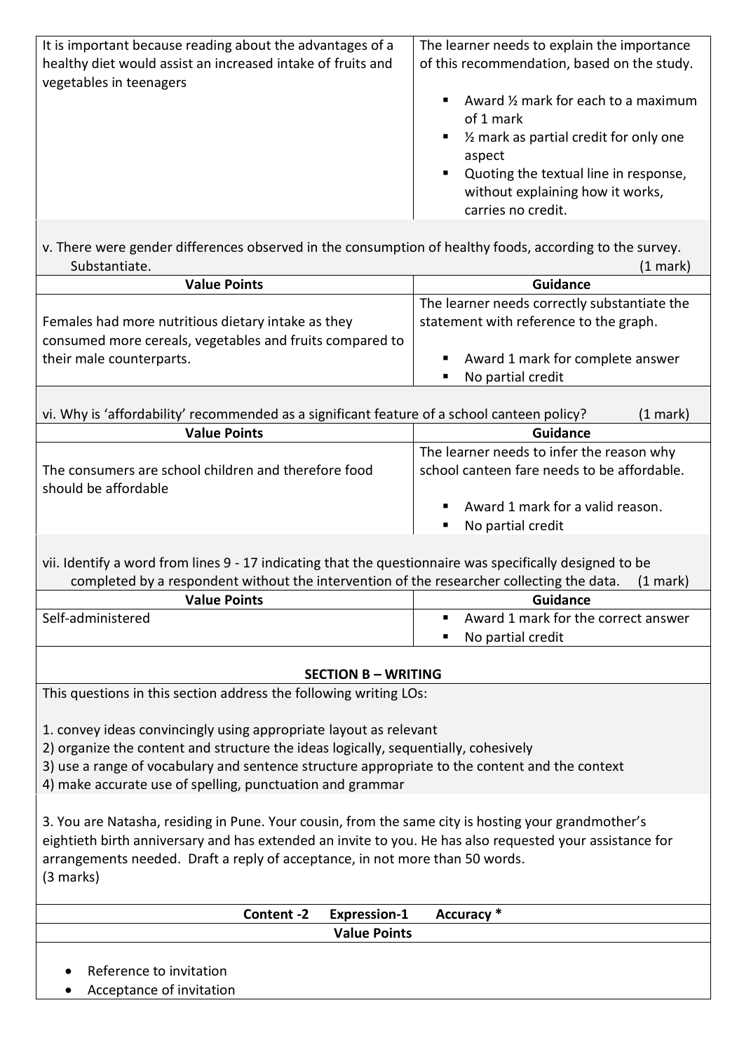| | |
|---|---|
| It is important because reading about the advantages of a healthy diet would assist an increased intake of fruits and vegetables in teenagers | The learner needs to explain the importance of this recommendation, based on the study.<br><br>▪ Award ½ mark for each to a maximum of 1 mark<br>▪ ½ mark as partial credit for only one aspect<br>▪ Quoting the textual line in response, without explaining how it works, carries no credit. |

v. There were gender differences observed in the consumption of healthy foods, according to the survey. Substantiate. (1 mark)

| Value Points | Guidance |
|---|---|
| Females had more nutritious dietary intake as they consumed more cereals, vegetables and fruits compared to their male counterparts. | The learner needs correctly substantiate the statement with reference to the graph.<br><br>▪ Award 1 mark for complete answer<br>▪ No partial credit |

vi. Why is 'affordability' recommended as a significant feature of a school canteen policy? (1 mark)

| Value Points | Guidance |
|---|---|
| The consumers are school children and therefore food should be affordable | The learner needs to infer the reason why school canteen fare needs to be affordable.<br><br>▪ Award 1 mark for a valid reason.<br>▪ No partial credit |

vii. Identify a word from lines 9 - 17 indicating that the questionnaire was specifically designed to be completed by a respondent without the intervention of the researcher collecting the data. (1 mark)

| Value Points | Guidance |
|---|---|
| Self-administered | ▪ Award 1 mark for the correct answer<br>▪ No partial credit |

## SECTION B – WRITING

This questions in this section address the following writing LOs:

1. convey ideas convincingly using appropriate layout as relevant
2) organize the content and structure the ideas logically, sequentially, cohesively
3) use a range of vocabulary and sentence structure appropriate to the content and the context
4) make accurate use of spelling, punctuation and grammar

3. You are Natasha, residing in Pune. Your cousin, from the same city is hosting your grandmother's eightieth birth anniversary and has extended an invite to you. He has also requested your assistance for arrangements needed. Draft a reply of acceptance, in not more than 50 words.
(3 marks)

**Content -2 Expression-1 Accuracy ***

**Value Points**

- Reference to invitation
- Acceptance of invitation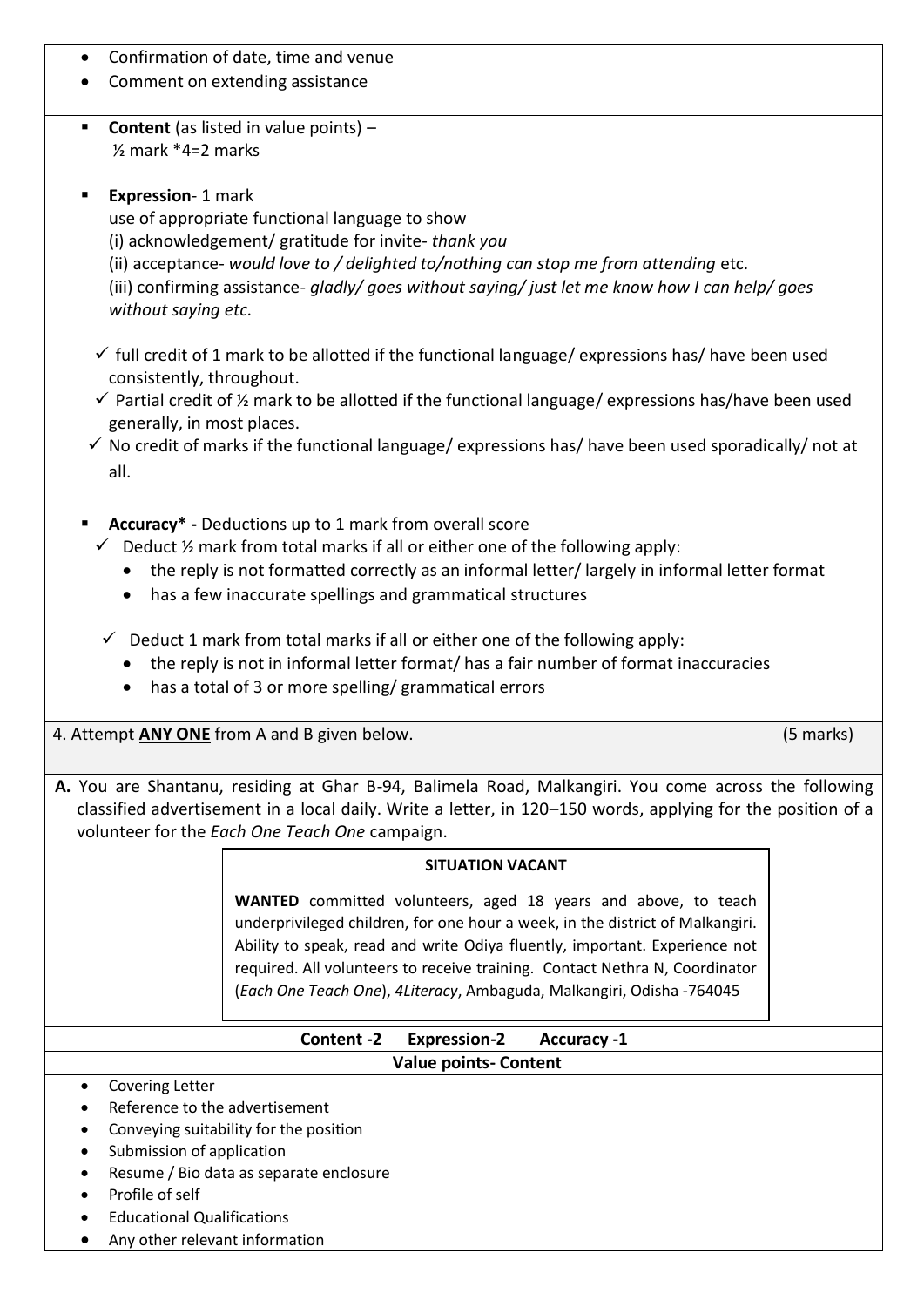- Confirmation of date, time and venue
- Comment on extending assistance

- **Content** (as listed in value points) –
  ½ mark *4=2 marks

- **Expression**- 1 mark
  use of appropriate functional language to show
  (i) acknowledgement/ gratitude for invite- *thank you*
  (ii) acceptance- *would love to / delighted to/nothing can stop me from attending* etc.
  (iii) confirming assistance- *gladly/ goes without saying/ just let me know how I can help/ goes without saying etc.*

  ✓ full credit of 1 mark to be allotted if the functional language/ expressions has/ have been used consistently, throughout.
  ✓ Partial credit of ½ mark to be allotted if the functional language/ expressions has/have been used generally, in most places.
  ✓ No credit of marks if the functional language/ expressions has/ have been used sporadically/ not at all.

- **Accuracy* -** Deductions up to 1 mark from overall score
  ✓ Deduct ½ mark from total marks if all or either one of the following apply:
    - the reply is not formatted correctly as an informal letter/ largely in informal letter format
    - has a few inaccurate spellings and grammatical structures

  ✓ Deduct 1 mark from total marks if all or either one of the following apply:
    - the reply is not in informal letter format/ has a fair number of format inaccuracies
    - has a total of 3 or more spelling/ grammatical errors

4. Attempt **ANY ONE** from A and B given below. (5 marks)

**A.** You are Shantanu, residing at Ghar B-94, Balimela Road, Malkangiri. You come across the following classified advertisement in a local daily. Write a letter, in 120–150 words, applying for the position of a volunteer for the *Each One Teach One* campaign.

> **SITUATION VACANT**
>
> **WANTED** committed volunteers, aged 18 years and above, to teach underprivileged children, for one hour a week, in the district of Malkangiri. Ability to speak, read and write Odiya fluently, important. Experience not required. All volunteers to receive training. Contact Nethra N, Coordinator (*Each One Teach One*), *4Literacy*, Ambaguda, Malkangiri, Odisha -764045

**Content -2 Expression-2 Accuracy -1**

**Value points- Content**

- Covering Letter
- Reference to the advertisement
- Conveying suitability for the position
- Submission of application
- Resume / Bio data as separate enclosure
- Profile of self
- Educational Qualifications
- Any other relevant information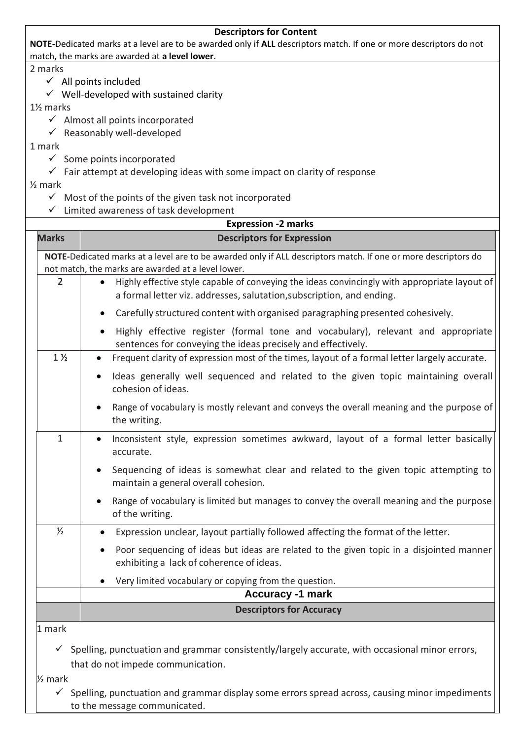**Descriptors for Content**

**NOTE-**Dedicated marks at a level are to be awarded only if **ALL** descriptors match. If one or more descriptors do not match, the marks are awarded at **a level lower**.

2 marks
- ✓ All points included
- ✓ Well-developed with sustained clarity

1½ marks
- ✓ Almost all points incorporated
- ✓ Reasonably well-developed

1 mark
- ✓ Some points incorporated
- ✓ Fair attempt at developing ideas with some impact on clarity of response

½ mark
- ✓ Most of the points of the given task not incorporated
- ✓ Limited awareness of task development

**Expression -2 marks**

| Marks | Descriptors for Expression |
|---|---|
| | **NOTE-**Dedicated marks at a level are to be awarded only if ALL descriptors match. If one or more descriptors do not match, the marks are awarded at a level lower. |
| 2 | • Highly effective style capable of conveying the ideas convincingly with appropriate layout of a formal letter viz. addresses, salutation,subscription, and ending.<br>• Carefully structured content with organised paragraphing presented cohesively.<br>• Highly effective register (formal tone and vocabulary), relevant and appropriate sentences for conveying the ideas precisely and effectively. |
| 1 ½ | • Frequent clarity of expression most of the times, layout of a formal letter largely accurate.<br>• Ideas generally well sequenced and related to the given topic maintaining overall cohesion of ideas.<br>• Range of vocabulary is mostly relevant and conveys the overall meaning and the purpose of the writing. |
| 1 | • Inconsistent style, expression sometimes awkward, layout of a formal letter basically accurate.<br>• Sequencing of ideas is somewhat clear and related to the given topic attempting to maintain a general overall cohesion.<br>• Range of vocabulary is limited but manages to convey the overall meaning and the purpose of the writing. |
| ½ | • Expression unclear, layout partially followed affecting the format of the letter.<br>• Poor sequencing of ideas but ideas are related to the given topic in a disjointed manner exhibiting a lack of coherence of ideas.<br>• Very limited vocabulary or copying from the question. |

**Accuracy -1 mark**

**Descriptors for Accuracy**

1 mark
- ✓ Spelling, punctuation and grammar consistently/largely accurate, with occasional minor errors, that do not impede communication.

½ mark
- ✓ Spelling, punctuation and grammar display some errors spread across, causing minor impediments to the message communicated.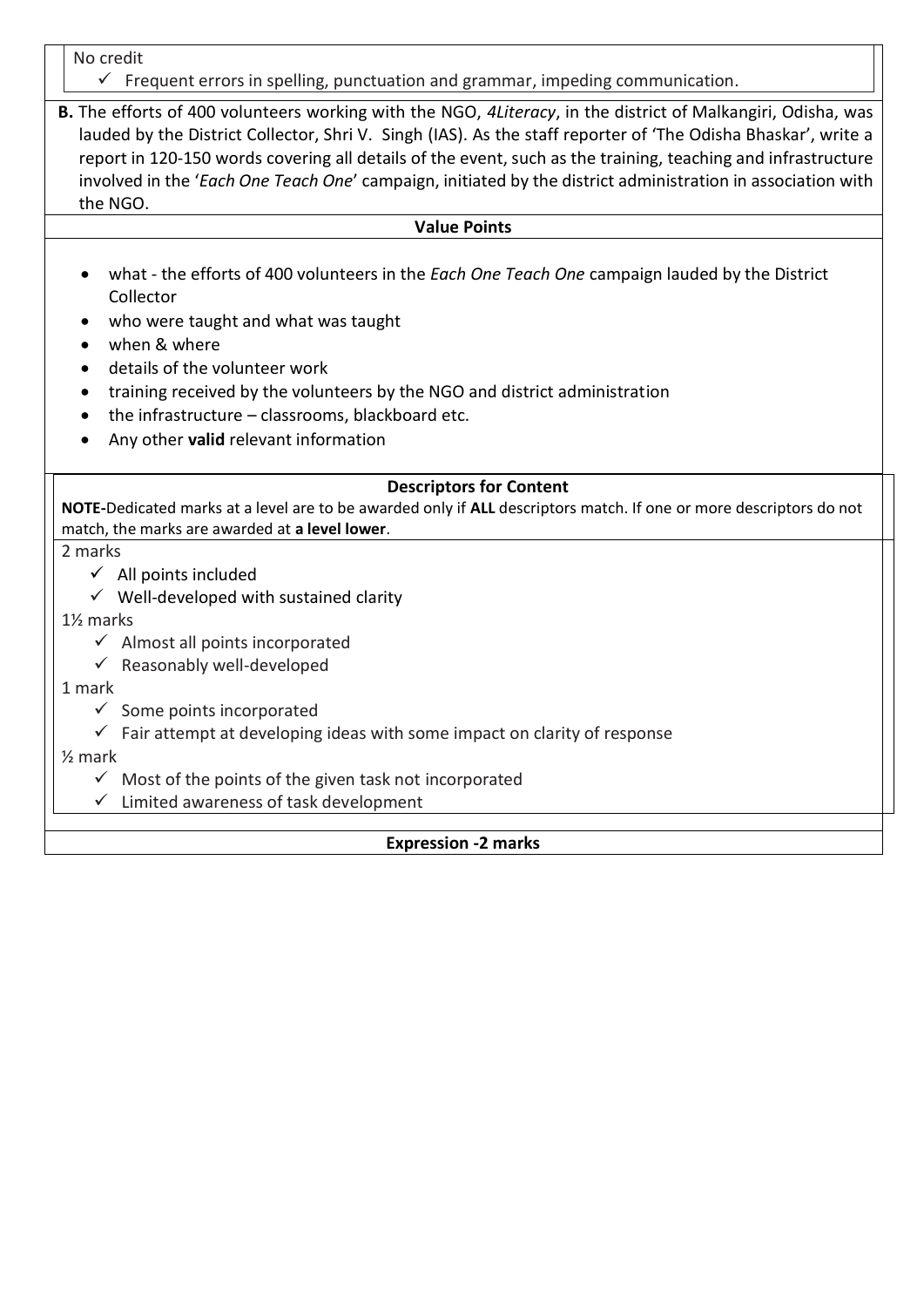No credit

- ✓ Frequent errors in spelling, punctuation and grammar, impeding communication.

**B.** The efforts of 400 volunteers working with the NGO, *4Literacy*, in the district of Malkangiri, Odisha, was lauded by the District Collector, Shri V. Singh (IAS). As the staff reporter of 'The Odisha Bhaskar', write a report in 120-150 words covering all details of the event, such as the training, teaching and infrastructure involved in the '*Each One Teach One*' campaign, initiated by the district administration in association with the NGO.

**Value Points**

- what - the efforts of 400 volunteers in the *Each One Teach One* campaign lauded by the District Collector
- who were taught and what was taught
- when & where
- details of the volunteer work
- training received by the volunteers by the NGO and district administration
- the infrastructure – classrooms, blackboard etc.
- Any other **valid** relevant information

**Descriptors for Content**

**NOTE-**Dedicated marks at a level are to be awarded only if **ALL** descriptors match. If one or more descriptors do not match, the marks are awarded at **a level lower**.

2 marks

- ✓ All points included
- ✓ Well-developed with sustained clarity

1½ marks

- ✓ Almost all points incorporated
- ✓ Reasonably well-developed

1 mark

- ✓ Some points incorporated
- ✓ Fair attempt at developing ideas with some impact on clarity of response

½ mark

- ✓ Most of the points of the given task not incorporated
- ✓ Limited awareness of task development

**Expression -2 marks**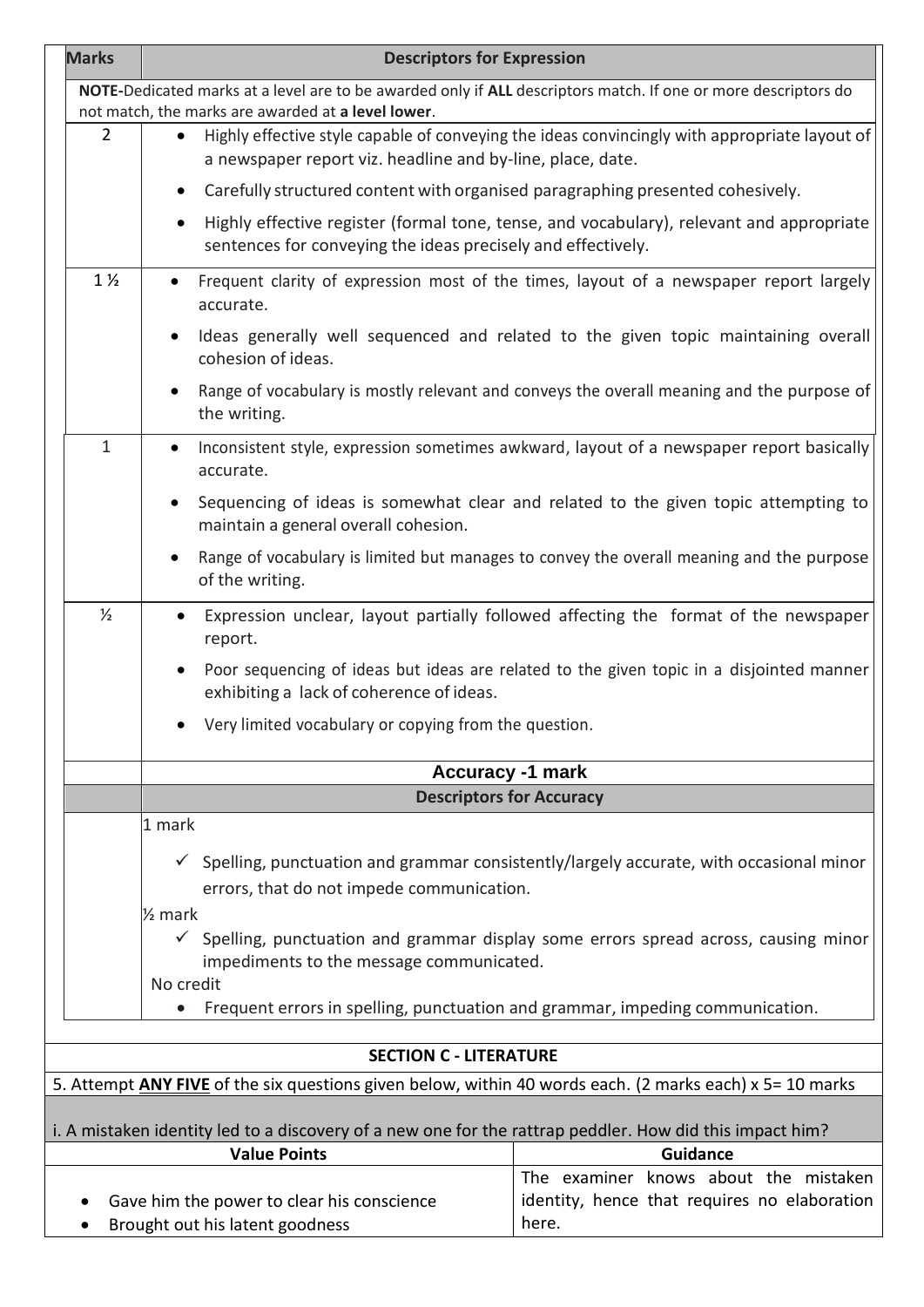| Marks | Descriptors for Expression |
|---|---|
| **NOTE**-Dedicated marks at a level are to be awarded only if **ALL** descriptors match. If one or more descriptors do not match, the marks are awarded at **a level lower**. | |
| 2 | • Highly effective style capable of conveying the ideas convincingly with appropriate layout of a newspaper report viz. headline and by-line, place, date.<br>• Carefully structured content with organised paragraphing presented cohesively.<br>• Highly effective register (formal tone, tense, and vocabulary), relevant and appropriate sentences for conveying the ideas precisely and effectively. |
| 1 ½ | • Frequent clarity of expression most of the times, layout of a newspaper report largely accurate.<br>• Ideas generally well sequenced and related to the given topic maintaining overall cohesion of ideas.<br>• Range of vocabulary is mostly relevant and conveys the overall meaning and the purpose of the writing. |
| 1 | • Inconsistent style, expression sometimes awkward, layout of a newspaper report basically accurate.<br>• Sequencing of ideas is somewhat clear and related to the given topic attempting to maintain a general overall cohesion.<br>• Range of vocabulary is limited but manages to convey the overall meaning and the purpose of the writing. |
| ½ | • Expression unclear, layout partially followed affecting the format of the newspaper report.<br>• Poor sequencing of ideas but ideas are related to the given topic in a disjointed manner exhibiting a lack of coherence of ideas.<br>• Very limited vocabulary or copying from the question. |
| | **Accuracy -1 mark** |
| | **Descriptors for Accuracy** |
| | 1 mark<br>✓ Spelling, punctuation and grammar consistently/largely accurate, with occasional minor errors, that do not impede communication.<br>½ mark<br>✓ Spelling, punctuation and grammar display some errors spread across, causing minor impediments to the message communicated.<br>No credit<br>• Frequent errors in spelling, punctuation and grammar, impeding communication. |

## SECTION C - LITERATURE

5. Attempt **ANY FIVE** of the six questions given below, within 40 words each. (2 marks each) x 5= 10 marks

i. A mistaken identity led to a discovery of a new one for the rattrap peddler. How did this impact him?

| Value Points | Guidance |
|---|---|
| • Gave him the power to clear his conscience<br>• Brought out his latent goodness | The examiner knows about the mistaken identity, hence that requires no elaboration here. |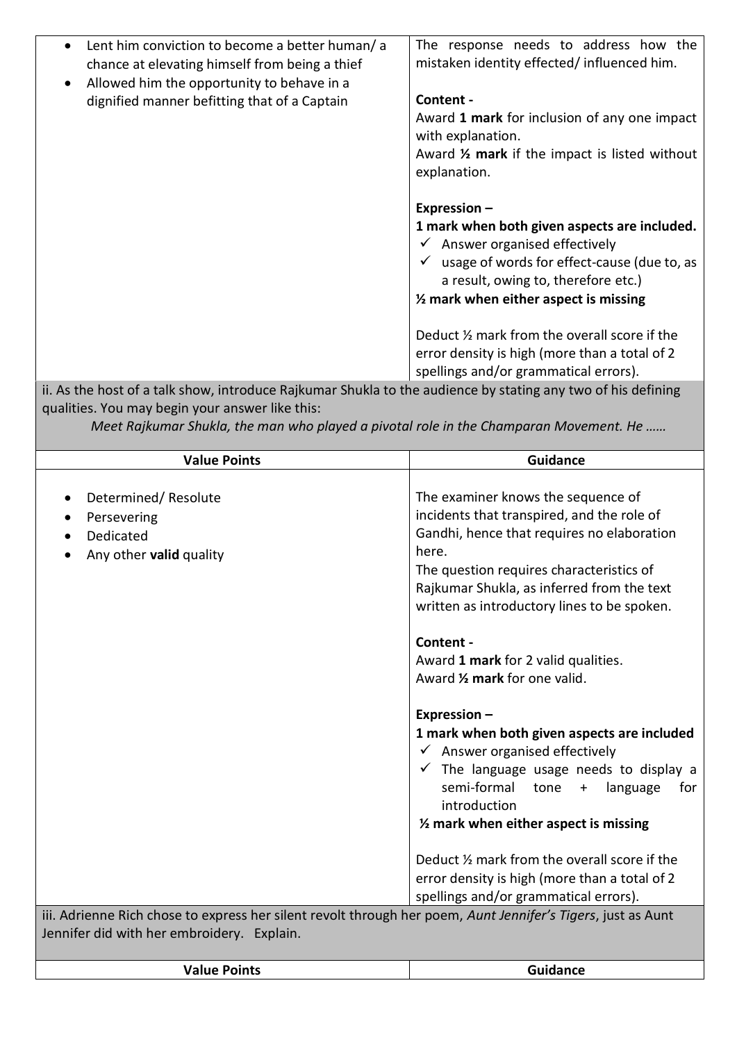| | |
|---|---|
| • Lent him conviction to become a better human/ a chance at elevating himself from being a thief<br>• Allowed him the opportunity to behave in a dignified manner befitting that of a Captain | The response needs to address how the mistaken identity effected/ influenced him.<br><br>**Content -**<br>Award **1 mark** for inclusion of any one impact with explanation.<br>Award **½ mark** if the impact is listed without explanation.<br><br>**Expression –**<br>**1 mark when both given aspects are included.**<br>✓ Answer organised effectively<br>✓ usage of words for effect-cause (due to, as a result, owing to, therefore etc.)<br>**½ mark when either aspect is missing**<br><br>Deduct ½ mark from the overall score if the error density is high (more than a total of 2 spellings and/or grammatical errors). |

ii. As the host of a talk show, introduce Rajkumar Shukla to the audience by stating any two of his defining qualities. You may begin your answer like this:

*Meet Rajkumar Shukla, the man who played a pivotal role in the Champaran Movement. He ……*

| Value Points | Guidance |
|---|---|
| • Determined/ Resolute<br>• Persevering<br>• Dedicated<br>• Any other **valid** quality | The examiner knows the sequence of incidents that transpired, and the role of Gandhi, hence that requires no elaboration here.<br>The question requires characteristics of Rajkumar Shukla, as inferred from the text written as introductory lines to be spoken.<br><br>**Content -**<br>Award **1 mark** for 2 valid qualities.<br>Award **½ mark** for one valid.<br><br>**Expression –**<br>**1 mark when both given aspects are included**<br>✓ Answer organised effectively<br>✓ The language usage needs to display a semi-formal tone + language for introduction<br>**½ mark when either aspect is missing**<br><br>Deduct ½ mark from the overall score if the error density is high (more than a total of 2 spellings and/or grammatical errors). |

iii. Adrienne Rich chose to express her silent revolt through her poem, *Aunt Jennifer's Tigers*, just as Aunt Jennifer did with her embroidery. Explain.

| Value Points | Guidance |
|---|---|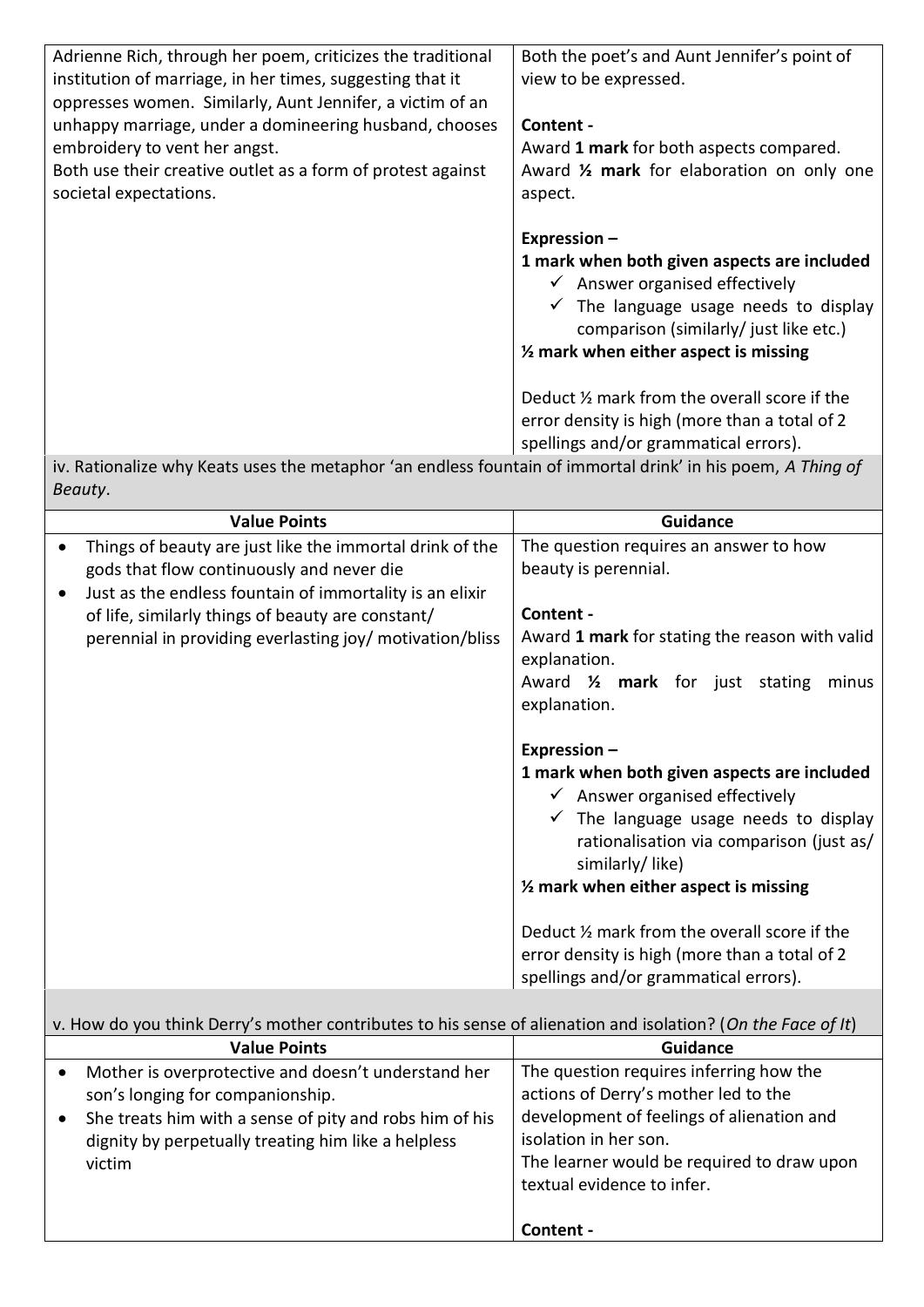| | |
|---|---|
| Adrienne Rich, through her poem, criticizes the traditional institution of marriage, in her times, suggesting that it oppresses women. Similarly, Aunt Jennifer, a victim of an unhappy marriage, under a domineering husband, chooses embroidery to vent her angst.<br>Both use their creative outlet as a form of protest against societal expectations. | Both the poet's and Aunt Jennifer's point of view to be expressed.<br><br>**Content -**<br>Award **1 mark** for both aspects compared.<br>Award **½ mark** for elaboration on only one aspect.<br><br>**Expression –**<br>**1 mark when both given aspects are included**<br>✓ Answer organised effectively<br>✓ The language usage needs to display comparison (similarly/ just like etc.)<br>**½ mark when either aspect is missing**<br><br>Deduct ½ mark from the overall score if the error density is high (more than a total of 2 spellings and/or grammatical errors). |

iv. Rationalize why Keats uses the metaphor 'an endless fountain of immortal drink' in his poem, *A Thing of Beauty*.

| Value Points | Guidance |
|---|---|
| • Things of beauty are just like the immortal drink of the gods that flow continuously and never die<br>• Just as the endless fountain of immortality is an elixir of life, similarly things of beauty are constant/ perennial in providing everlasting joy/ motivation/bliss | The question requires an answer to how beauty is perennial.<br><br>**Content -**<br>Award **1 mark** for stating the reason with valid explanation.<br>Award **½ mark** for just stating minus explanation.<br><br>**Expression –**<br>**1 mark when both given aspects are included**<br>✓ Answer organised effectively<br>✓ The language usage needs to display rationalisation via comparison (just as/ similarly/ like)<br>**½ mark when either aspect is missing**<br><br>Deduct ½ mark from the overall score if the error density is high (more than a total of 2 spellings and/or grammatical errors). |

v. How do you think Derry's mother contributes to his sense of alienation and isolation? (*On the Face of It*)

| Value Points | Guidance |
|---|---|
| • Mother is overprotective and doesn't understand her son's longing for companionship.<br>• She treats him with a sense of pity and robs him of his dignity by perpetually treating him like a helpless victim | The question requires inferring how the actions of Derry's mother led to the development of feelings of alienation and isolation in her son.<br>The learner would be required to draw upon textual evidence to infer.<br><br>**Content -** |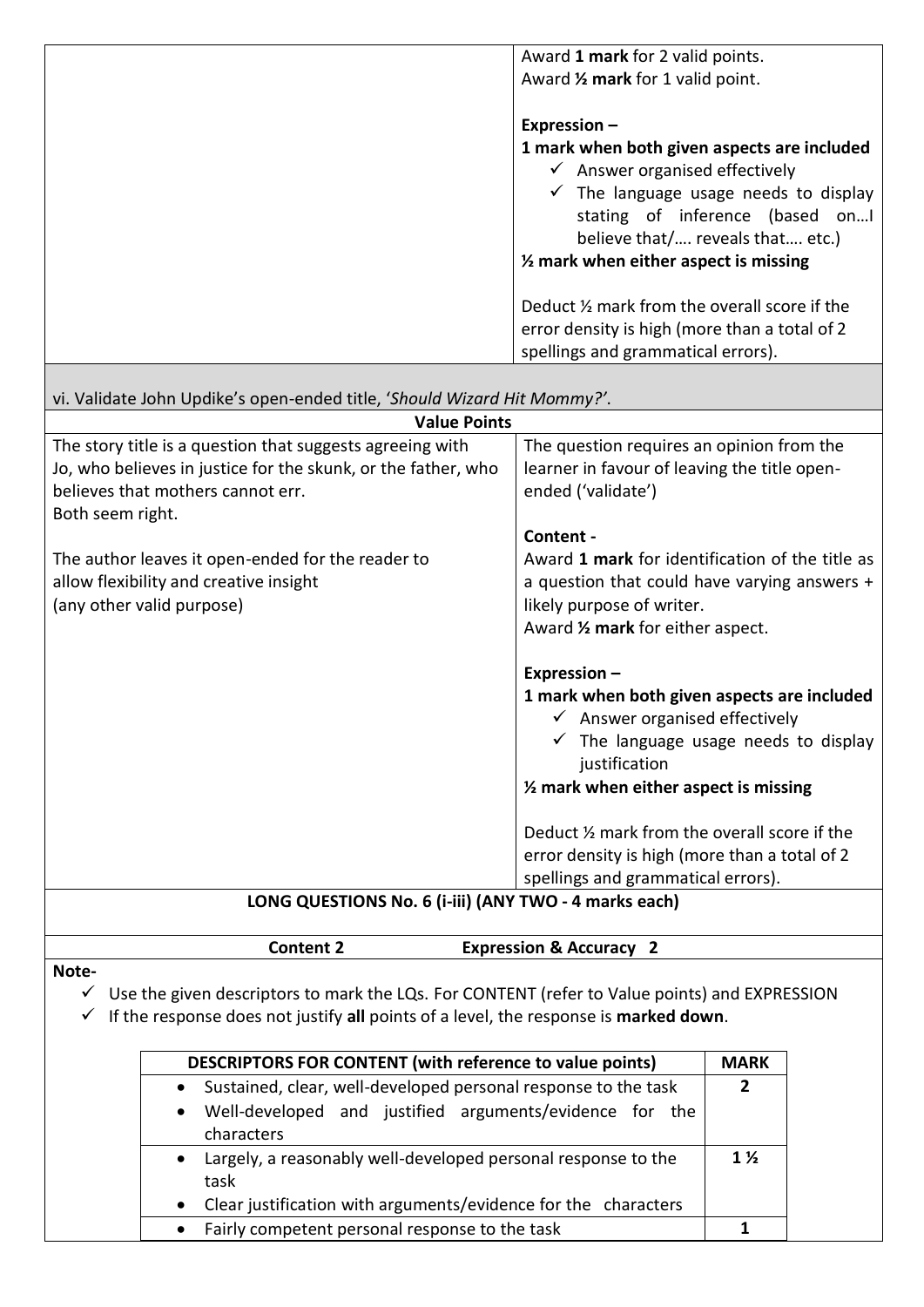| | |
|---|---|
| | Award **1 mark** for 2 valid points.<br>Award **½ mark** for 1 valid point.<br><br>**Expression –**<br>**1 mark when both given aspects are included**<br>✓ Answer organised effectively<br>✓ The language usage needs to display stating of inference (based on…I believe that/…. reveals that…. etc.)<br>**½ mark when either aspect is missing**<br><br>Deduct ½ mark from the overall score if the error density is high (more than a total of 2 spellings and grammatical errors). |

vi. Validate John Updike's open-ended title, '*Should Wizard Hit Mommy?*'.

| **Value Points** | |
|---|---|
| The story title is a question that suggests agreeing with Jo, who believes in justice for the skunk, or the father, who believes that mothers cannot err.<br>Both seem right.<br><br>The author leaves it open-ended for the reader to allow flexibility and creative insight<br>(any other valid purpose) | The question requires an opinion from the learner in favour of leaving the title open-ended ('validate')<br><br>**Content -**<br>Award **1 mark** for identification of the title as a question that could have varying answers + likely purpose of writer.<br>Award **½ mark** for either aspect.<br><br>**Expression –**<br>**1 mark when both given aspects are included**<br>✓ Answer organised effectively<br>✓ The language usage needs to display justification<br>**½ mark when either aspect is missing**<br><br>Deduct ½ mark from the overall score if the error density is high (more than a total of 2 spellings and grammatical errors). |

**LONG QUESTIONS No. 6 (i-iii) (ANY TWO - 4 marks each)**

| **Content 2** | **Expression & Accuracy 2** |
|---|---|

**Note-**

- ✓ Use the given descriptors to mark the LQs. For CONTENT (refer to Value points) and EXPRESSION
- ✓ If the response does not justify **all** points of a level, the response is **marked down**.

| DESCRIPTORS FOR CONTENT (with reference to value points) | MARK |
|---|---|
| • Sustained, clear, well-developed personal response to the task<br>• Well-developed and justified arguments/evidence for the characters | **2** |
| • Largely, a reasonably well-developed personal response to the task<br>• Clear justification with arguments/evidence for the characters | **1 ½** |
| • Fairly competent personal response to the task | **1** |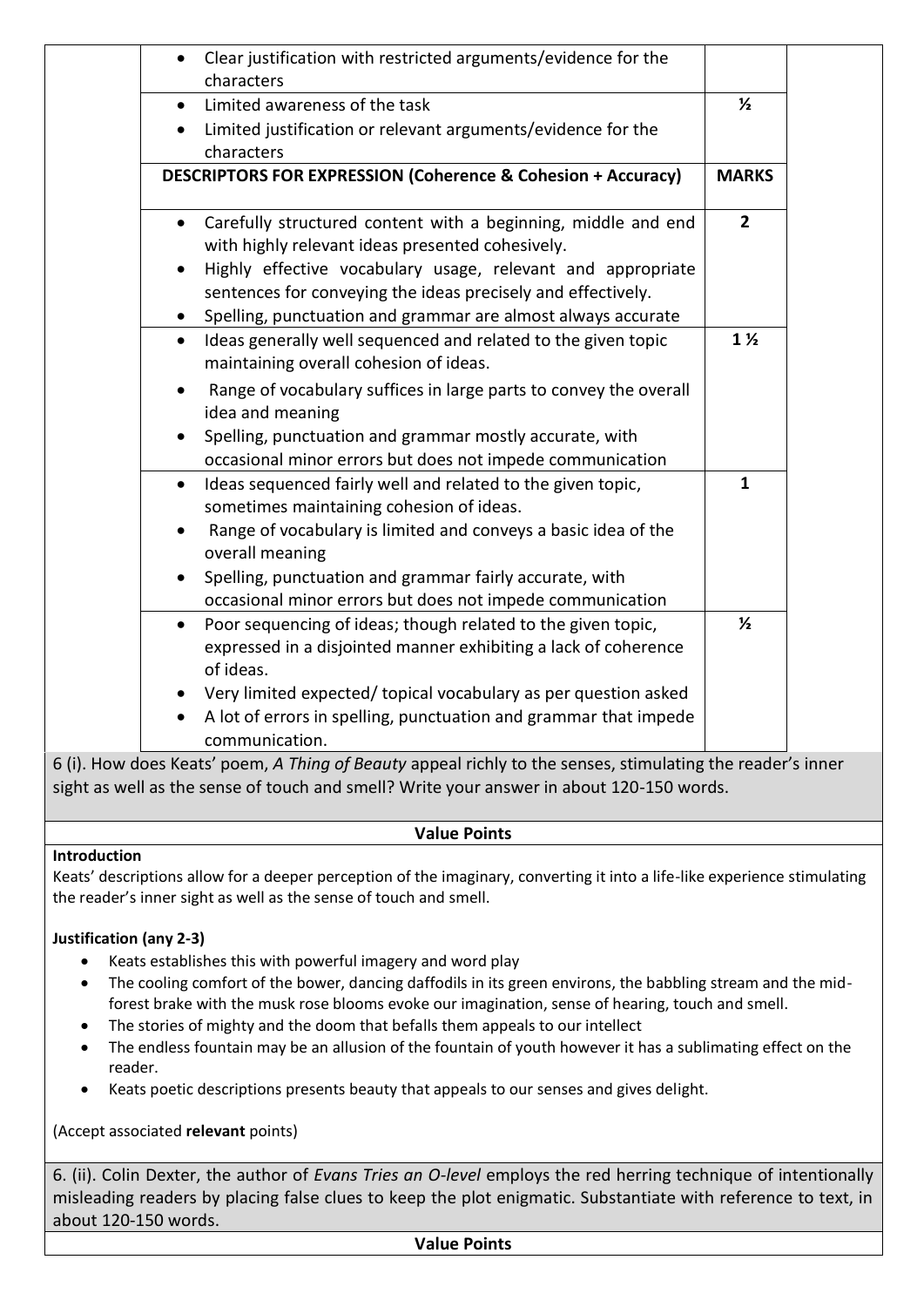| | |
|---|---|
| • Clear justification with restricted arguments/evidence for the characters | |
| • Limited awareness of the task<br>• Limited justification or relevant arguments/evidence for the characters | ½ |
| **DESCRIPTORS FOR EXPRESSION (Coherence & Cohesion + Accuracy)** | **MARKS** |
| • Carefully structured content with a beginning, middle and end with highly relevant ideas presented cohesively.<br>• Highly effective vocabulary usage, relevant and appropriate sentences for conveying the ideas precisely and effectively.<br>• Spelling, punctuation and grammar are almost always accurate | 2 |
| • Ideas generally well sequenced and related to the given topic maintaining overall cohesion of ideas.<br>• Range of vocabulary suffices in large parts to convey the overall idea and meaning<br>• Spelling, punctuation and grammar mostly accurate, with occasional minor errors but does not impede communication | 1 ½ |
| • Ideas sequenced fairly well and related to the given topic, sometimes maintaining cohesion of ideas.<br>• Range of vocabulary is limited and conveys a basic idea of the overall meaning<br>• Spelling, punctuation and grammar fairly accurate, with occasional minor errors but does not impede communication | 1 |
| • Poor sequencing of ideas; though related to the given topic, expressed in a disjointed manner exhibiting a lack of coherence of ideas.<br>• Very limited expected/ topical vocabulary as per question asked<br>• A lot of errors in spelling, punctuation and grammar that impede communication. | ½ |

6 (i). How does Keats' poem, *A Thing of Beauty* appeal richly to the senses, stimulating the reader's inner sight as well as the sense of touch and smell? Write your answer in about 120-150 words.

**Value Points**

**Introduction**

Keats' descriptions allow for a deeper perception of the imaginary, converting it into a life-like experience stimulating the reader's inner sight as well as the sense of touch and smell.

**Justification (any 2-3)**

- Keats establishes this with powerful imagery and word play
- The cooling comfort of the bower, dancing daffodils in its green environs, the babbling stream and the mid-forest brake with the musk rose blooms evoke our imagination, sense of hearing, touch and smell.
- The stories of mighty and the doom that befalls them appeals to our intellect
- The endless fountain may be an allusion of the fountain of youth however it has a sublimating effect on the reader.
- Keats poetic descriptions presents beauty that appeals to our senses and gives delight.

(Accept associated **relevant** points)

6. (ii). Colin Dexter, the author of *Evans Tries an O-level* employs the red herring technique of intentionally misleading readers by placing false clues to keep the plot enigmatic. Substantiate with reference to text, in about 120-150 words.

**Value Points**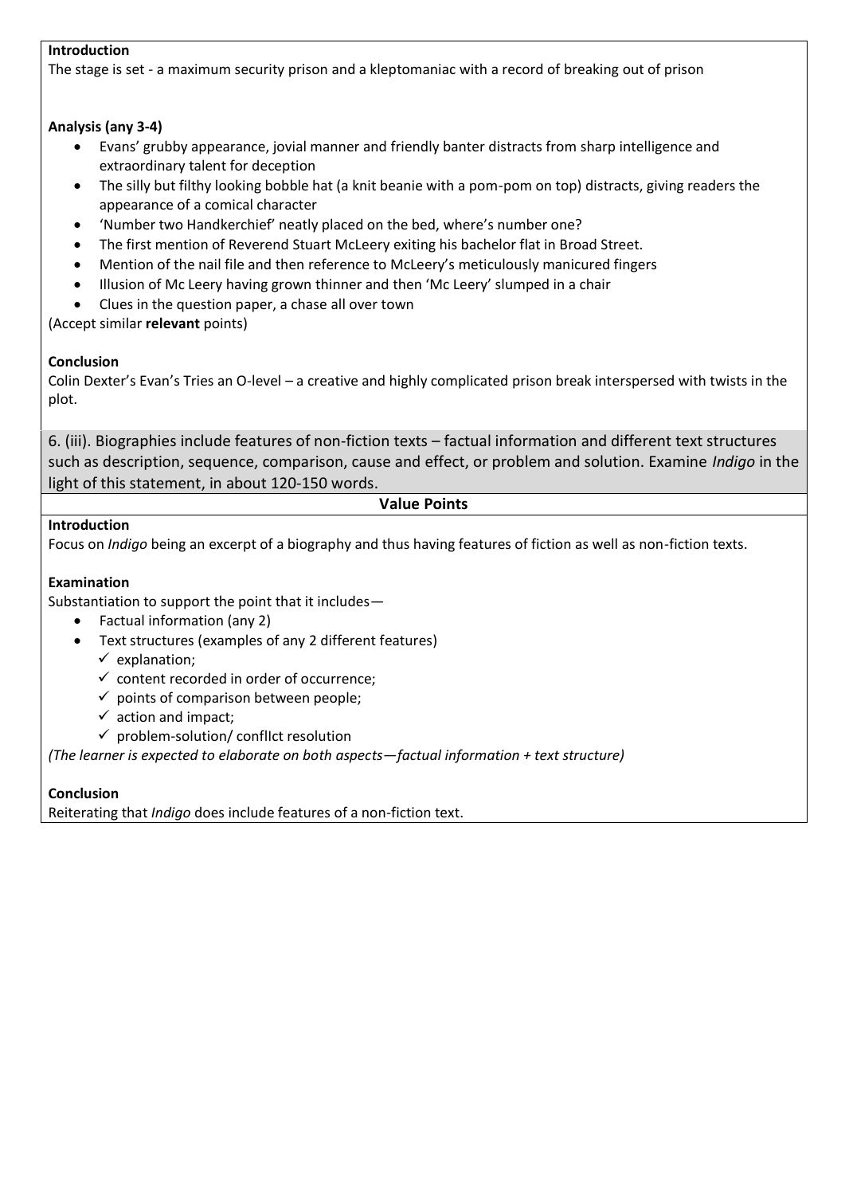**Introduction**

The stage is set - a maximum security prison and a kleptomaniac with a record of breaking out of prison

**Analysis (any 3-4)**

- Evans' grubby appearance, jovial manner and friendly banter distracts from sharp intelligence and extraordinary talent for deception
- The silly but filthy looking bobble hat (a knit beanie with a pom-pom on top) distracts, giving readers the appearance of a comical character
- 'Number two Handkerchief' neatly placed on the bed, where's number one?
- The first mention of Reverend Stuart McLeery exiting his bachelor flat in Broad Street.
- Mention of the nail file and then reference to McLeery's meticulously manicured fingers
- Illusion of Mc Leery having grown thinner and then 'Mc Leery' slumped in a chair
- Clues in the question paper, a chase all over town

(Accept similar **relevant** points)

**Conclusion**

Colin Dexter's Evan's Tries an O-level – a creative and highly complicated prison break interspersed with twists in the plot.

6. (iii). Biographies include features of non-fiction texts – factual information and different text structures such as description, sequence, comparison, cause and effect, or problem and solution. Examine *Indigo* in the light of this statement, in about 120-150 words.

**Value Points**

**Introduction**

Focus on *Indigo* being an excerpt of a biography and thus having features of fiction as well as non-fiction texts.

**Examination**

Substantiation to support the point that it includes—

- Factual information (any 2)
- Text structures (examples of any 2 different features)
  - ✓ explanation;
  - ✓ content recorded in order of occurrence;
  - ✓ points of comparison between people;
  - ✓ action and impact;
  - ✓ problem-solution/ confllct resolution

*(The learner is expected to elaborate on both aspects—factual information + text structure)*

**Conclusion**

Reiterating that *Indigo* does include features of a non-fiction text.